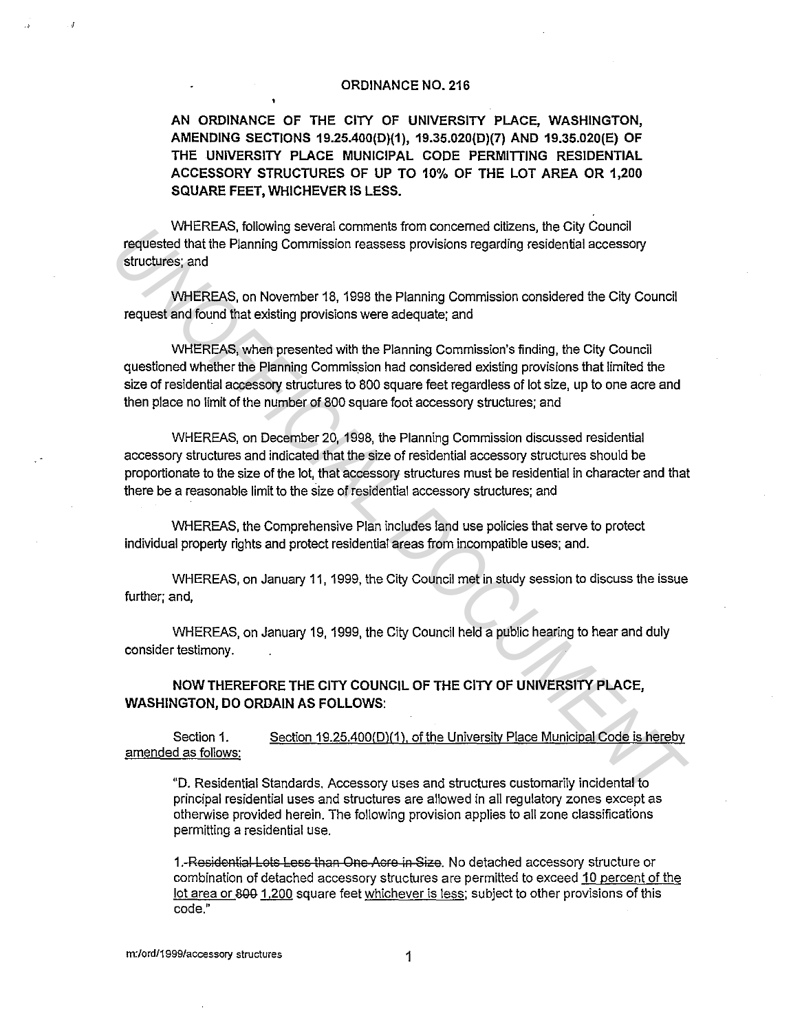# ORDINANCE NO. 216

**AN ORDINANCE OF THE CITY OF UNIVERSITY PLACE, WASHINGTON, AMENDING SECTIONS 19.25.400(D)(1), 19.35.020(D)(7) AND 19.35.020(E) OF THE UNIVERSITY PLACE MUNICIPAL CODE PERMITTING RESIDENTIAL ACCESSORY STRUCTURES OF UP TO 10% OF THE LOT AREA OR 1,200 SQUARE FEET, WHICHEVER IS LESS.**

WHEREAS, following several comments from concerned citizens, the City Council requested that the Planning Commission reassess provisions regarding residential accessory structures; and

WHEREAS, on November 18, 1998 the Planning Commission considered the City Council request and found that existing provisions were adequate; and

WHEREAS, when presented with the Planning Commission's finding, the City Council questioned whether the Planning Commission had considered existing provisions that limited the size of residential accessory structures to 800 square feet regardless of lot size, up to one acre and then place no limit of the number of 800 square foot accessory structures; and

WHEREAS, on December 20, 1998, the Planning Commission discussed residential accessory structures and indicated that the size of residential accessory structures should be proportionate to the size of the lot, that accessory structures must be residential in character and that there be a reasonable limit to the size of residential accessory structures; and

WHEREAS, the Comprehensive Plan includes land use policies that serve to protect individual property rights and protect residential areas from incompatible uses; and.

WHEREAS, on January 11, 1999, the City Council met in study session to discuss the issue further; and,

WHEREAS, on January 19, 1999, the City Council held a public hearing to hear and duly consider testimony.

**NOW THEREFORE THE CITY COUNCIL OF THE CITY OF UNIVERSITY PLACE, WASHINGTON, DO ORDAIN AS FOLLOWS:**

Section 1. Section 19.25.400(D)(1), of the University Place Municipal Code is hereby amended as follows:

> "D. Residential Standards. Accessory uses and structures customarily incidental to principal residential uses and structures are allowed in all regulatory zones except as otherwise provided herein. The following provision applies to all zone classifications permitting a residential use.
>
> 1. ~~Residential Lots Less than One Acre in Size~~. No detached accessory structure or combination of detached accessory structures are permitted to exceed 10 percent of the lot area or ~~800~~ 1,200 square feet whichever is less; subject to other provisions of this code."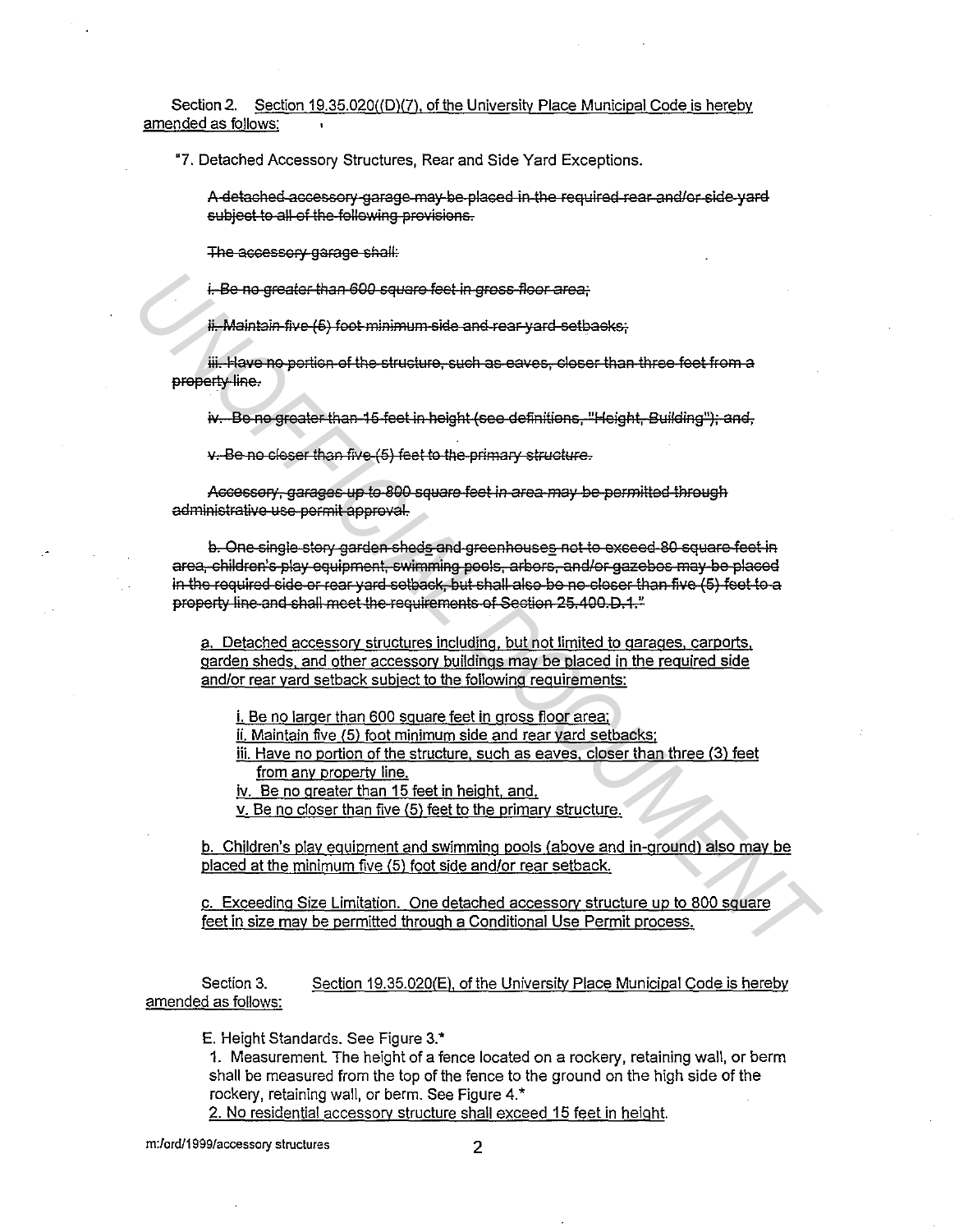Section 2. Section 19.35.020((D)(7), of the University Place Municipal Code is hereby amended as follows:

"7. Detached Accessory Structures, Rear and Side Yard Exceptions.

~~A detached accessory garage may be placed in the required rear and/or side yard subject to all of the following provisions.~~

~~The accessory garage shall:~~

~~i. Be no greater than 600 square feet in gross floor area;~~

~~ii. Maintain five (5) foot minimum side and rear yard setbacks;~~

~~iii. Have no portion of the structure, such as eaves, closer than three feet from a property line.~~

~~iv. Be no greater than 15 feet in height (see definitions, "Height, Building"); and,~~

~~v. Be no closer than five (5) feet to the primary structure.~~

~~Accessory, garages up to 800 square feet in area may be permitted through administrative use permit approval.~~

~~b. One single story garden sheds and greenhouses not to exceed 80 square feet in area, children's play equipment, swimming pools, arbors, and/or gazebos may be placed in the required side or rear yard setback, but shall also be no closer than five (5) feet to a property line and shall meet the requirements of Section 25.400.D.1."~~

a. Detached accessory structures including, but not limited to garages, carports, garden sheds, and other accessory buildings may be placed in the required side and/or rear yard setback subject to the following requirements:

i. Be no larger than 600 square feet in gross floor area;
ii. Maintain five (5) foot minimum side and rear yard setbacks;
iii. Have no portion of the structure, such as eaves, closer than three (3) feet from any property line.
iv. Be no greater than 15 feet in height, and.
v. Be no closer than five (5) feet to the primary structure.

b. Children's play equipment and swimming pools (above and in-ground) also may be placed at the minimum five (5) foot side and/or rear setback.

c. Exceeding Size Limitation. One detached accessory structure up to 800 square feet in size may be permitted through a Conditional Use Permit process.

Section 3. Section 19.35.020(E), of the University Place Municipal Code is hereby amended as follows:

E. Height Standards. See Figure 3.*

1. Measurement. The height of a fence located on a rockery, retaining wall, or berm shall be measured from the top of the fence to the ground on the high side of the rockery, retaining wall, or berm. See Figure 4.*

2. No residential accessory structure shall exceed 15 feet in height.

m:/ord/1999/accessory structures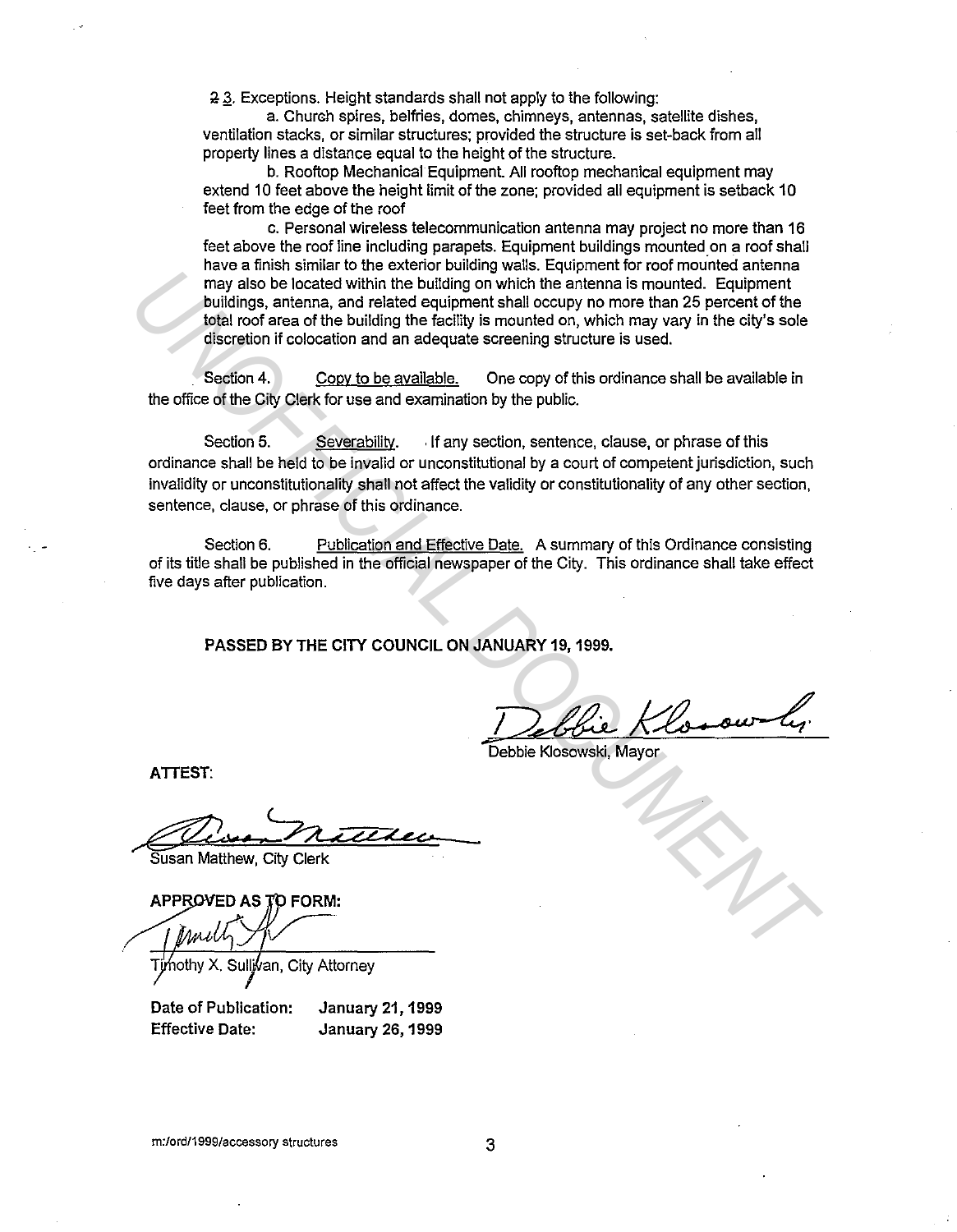~~2~~ 3. Exceptions. Height standards shall not apply to the following:

a. Church spires, belfries, domes, chimneys, antennas, satellite dishes, ventilation stacks, or similar structures; provided the structure is set-back from all property lines a distance equal to the height of the structure.

b. Rooftop Mechanical Equipment. All rooftop mechanical equipment may extend 10 feet above the height limit of the zone; provided all equipment is setback 10 feet from the edge of the roof

c. Personal wireless telecommunication antenna may project no more than 16 feet above the roof line including parapets. Equipment buildings mounted on a roof shall have a finish similar to the exterior building walls. Equipment for roof mounted antenna may also be located within the building on which the antenna is mounted. Equipment buildings, antenna, and related equipment shall occupy no more than 25 percent of the total roof area of the building the facility is mounted on, which may vary in the city's sole discretion if colocation and an adequate screening structure is used.

Section 4. Copy to be available. One copy of this ordinance shall be available in the office of the City Clerk for use and examination by the public.

Section 5. Severability. If any section, sentence, clause, or phrase of this ordinance shall be held to be invalid or unconstitutional by a court of competent jurisdiction, such invalidity or unconstitutionality shall not affect the validity or constitutionality of any other section, sentence, clause, or phrase of this ordinance.

Section 6. Publication and Effective Date. A summary of this Ordinance consisting of its title shall be published in the official newspaper of the City. This ordinance shall take effect five days after publication.

**PASSED BY THE CITY COUNCIL ON JANUARY 19, 1999.**

Debbie Klosowski, Mayor

**ATTEST:**

Susan Matthew, City Clerk

**APPROVED AS TO FORM:**

Timothy X. Sullivan, City Attorney

**Date of Publication:** **January 21, 1999**
**Effective Date:** **January 26, 1999**

m:/ord/1999/accessory structures